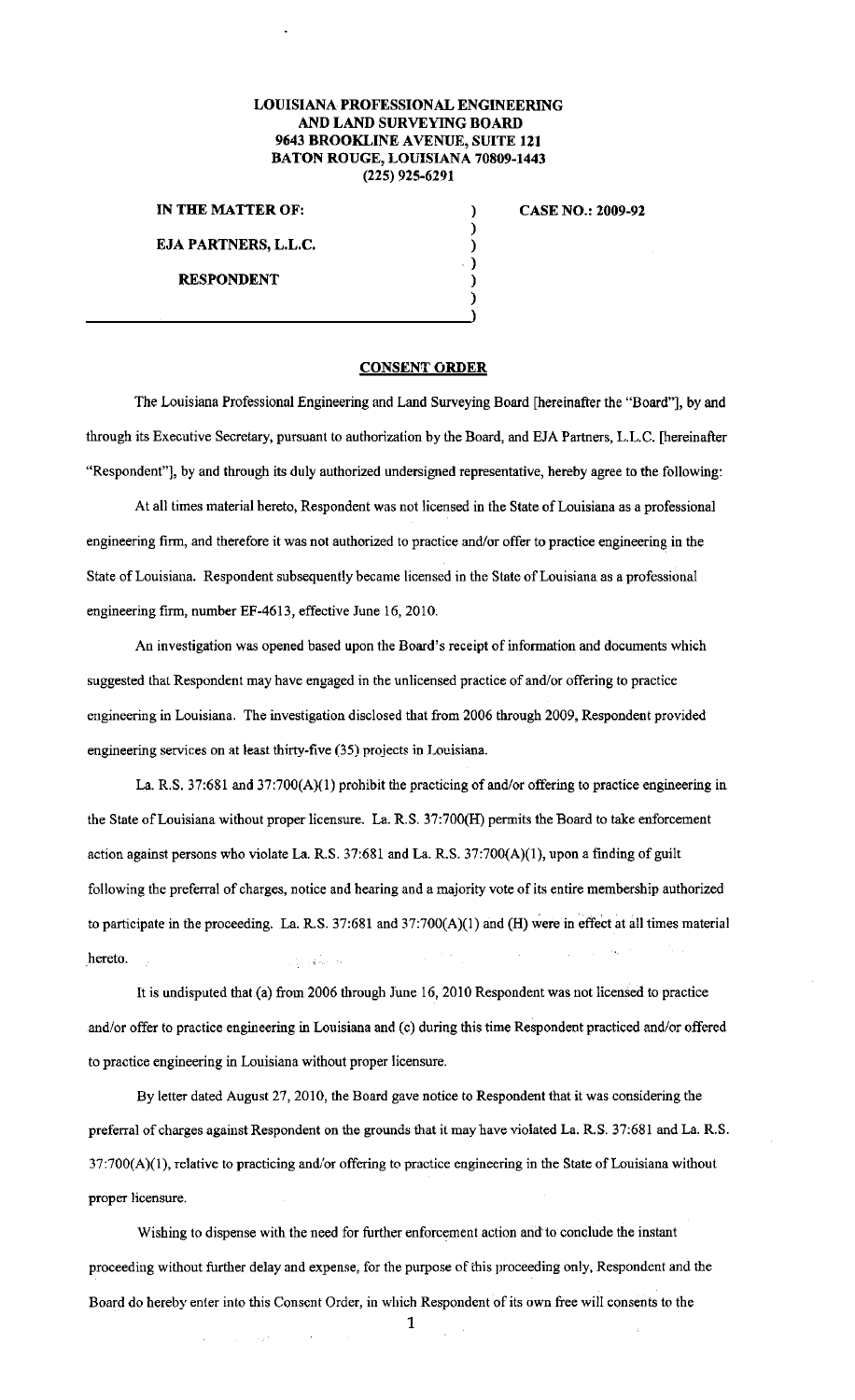**LOUISIANA PROFESSIONAL ENGINEERING AND LAND SURVEYING BOARD**
**9643 BROOKLINE AVENUE, SUITE 121**
**BATON ROUGE, LOUISIANA 70809-1443**
**(225) 925-6291**

**IN THE MATTER OF:**

**EJA PARTNERS, L.L.C.**

**RESPONDENT**

**CASE NO.: 2009-92**

## CONSENT ORDER

The Louisiana Professional Engineering and Land Surveying Board [hereinafter the "Board"], by and through its Executive Secretary, pursuant to authorization by the Board, and EJA Partners, L.L.C. [hereinafter "Respondent"], by and through its duly authorized undersigned representative, hereby agree to the following:

At all times material hereto, Respondent was not licensed in the State of Louisiana as a professional engineering firm, and therefore it was not authorized to practice and/or offer to practice engineering in the State of Louisiana. Respondent subsequently became licensed in the State of Louisiana as a professional engineering firm, number EF-4613, effective June 16, 2010.

An investigation was opened based upon the Board's receipt of information and documents which suggested that Respondent may have engaged in the unlicensed practice of and/or offering to practice engineering in Louisiana. The investigation disclosed that from 2006 through 2009, Respondent provided engineering services on at least thirty-five (35) projects in Louisiana.

La. R.S. 37:681 and 37:700(A)(1) prohibit the practicing of and/or offering to practice engineering in the State of Louisiana without proper licensure. La. R.S. 37:700(H) permits the Board to take enforcement action against persons who violate La. R.S. 37:681 and La. R.S. 37:700(A)(1), upon a finding of guilt following the preferral of charges, notice and hearing and a majority vote of its entire membership authorized to participate in the proceeding. La. R.S. 37:681 and 37:700(A)(1) and (H) were in effect at all times material hereto.

It is undisputed that (a) from 2006 through June 16, 2010 Respondent was not licensed to practice and/or offer to practice engineering in Louisiana and (c) during this time Respondent practiced and/or offered to practice engineering in Louisiana without proper licensure.

By letter dated August 27, 2010, the Board gave notice to Respondent that it was considering the preferral of charges against Respondent on the grounds that it may have violated La. R.S. 37:681 and La. R.S. 37:700(A)(1), relative to practicing and/or offering to practice engineering in the State of Louisiana without proper licensure.

Wishing to dispense with the need for further enforcement action and to conclude the instant proceeding without further delay and expense, for the purpose of this proceeding only, Respondent and the Board do hereby enter into this Consent Order, in which Respondent of its own free will consents to the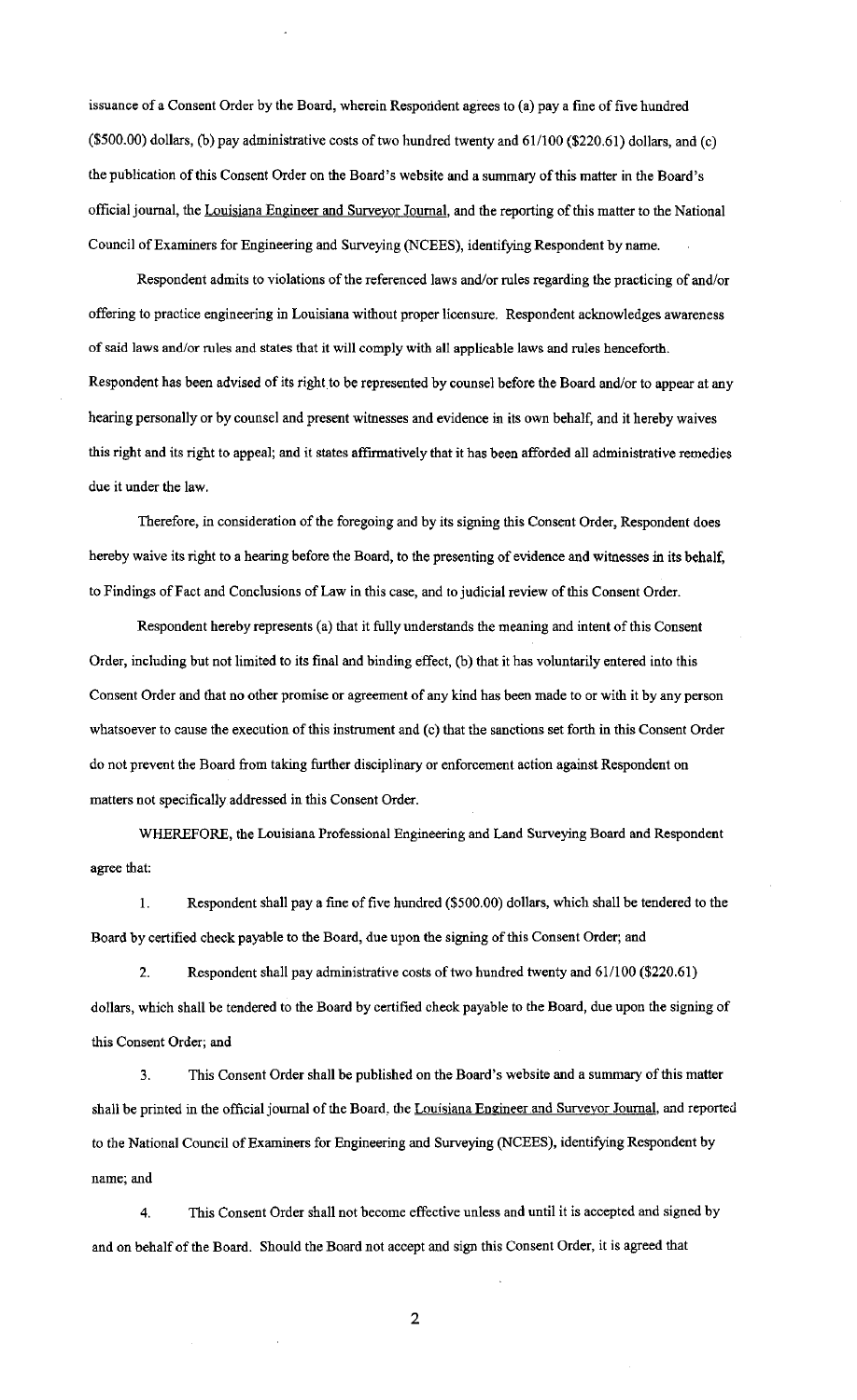issuance of a Consent Order by the Board, wherein Respondent agrees to (a) pay a fine of five hundred ($500.00) dollars, (b) pay administrative costs of two hundred twenty and 61/100 ($220.61) dollars, and (c) the publication of this Consent Order on the Board's website and a summary of this matter in the Board's official journal, the Louisiana Engineer and Surveyor Journal, and the reporting of this matter to the National Council of Examiners for Engineering and Surveying (NCEES), identifying Respondent by name.

Respondent admits to violations of the referenced laws and/or rules regarding the practicing of and/or offering to practice engineering in Louisiana without proper licensure. Respondent acknowledges awareness of said laws and/or rules and states that it will comply with all applicable laws and rules henceforth. Respondent has been advised of its right to be represented by counsel before the Board and/or to appear at any hearing personally or by counsel and present witnesses and evidence in its own behalf, and it hereby waives this right and its right to appeal; and it states affirmatively that it has been afforded all administrative remedies due it under the law.

Therefore, in consideration of the foregoing and by its signing this Consent Order, Respondent does hereby waive its right to a hearing before the Board, to the presenting of evidence and witnesses in its behalf, to Findings of Fact and Conclusions of Law in this case, and to judicial review of this Consent Order.

Respondent hereby represents (a) that it fully understands the meaning and intent of this Consent Order, including but not limited to its final and binding effect, (b) that it has voluntarily entered into this Consent Order and that no other promise or agreement of any kind has been made to or with it by any person whatsoever to cause the execution of this instrument and (c) that the sanctions set forth in this Consent Order do not prevent the Board from taking further disciplinary or enforcement action against Respondent on matters not specifically addressed in this Consent Order.

WHEREFORE, the Louisiana Professional Engineering and Land Surveying Board and Respondent agree that:

1. Respondent shall pay a fine of five hundred ($500.00) dollars, which shall be tendered to the Board by certified check payable to the Board, due upon the signing of this Consent Order; and

2. Respondent shall pay administrative costs of two hundred twenty and 61/100 ($220.61) dollars, which shall be tendered to the Board by certified check payable to the Board, due upon the signing of this Consent Order; and

3. This Consent Order shall be published on the Board's website and a summary of this matter shall be printed in the official journal of the Board, the Louisiana Engineer and Surveyor Journal, and reported to the National Council of Examiners for Engineering and Surveying (NCEES), identifying Respondent by name; and

4. This Consent Order shall not become effective unless and until it is accepted and signed by and on behalf of the Board. Should the Board not accept and sign this Consent Order, it is agreed that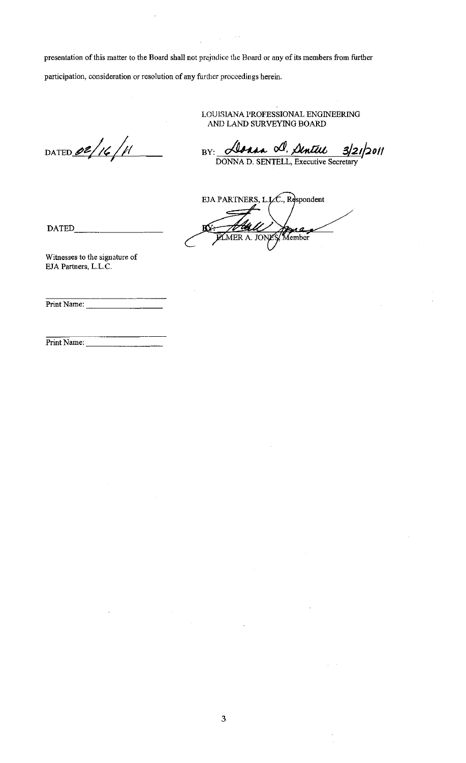presentation of this matter to the Board shall not prejudice the Board or any of its members from further participation, consideration or resolution of any further proceedings herein.

DATED 02/16/11

LOUISIANA PROFESSIONAL ENGINEERING AND LAND SURVEYING BOARD

BY: Donna D. Sentell 3/21/2011
DONNA D. SENTELL, Executive Secretary

DATED ________________

EJA PARTNERS, L.L.C., Respondent

BY: ________________
ELMER A. JONES, Member

Witnesses to the signature of
EJA Partners, L.L.C.

________________
Print Name: ________________

________________
Print Name: ________________